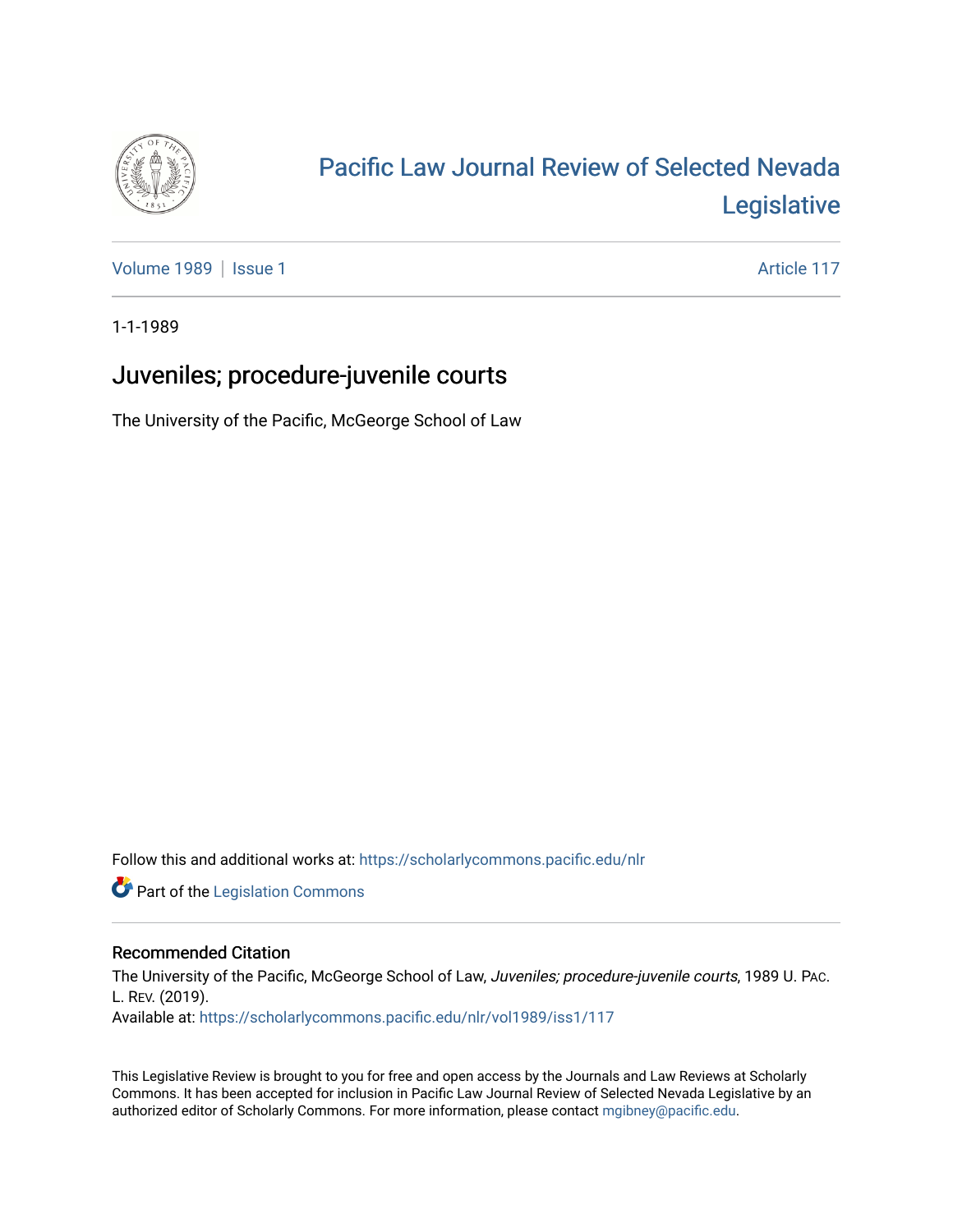# Pacific Law Journal Review of Selected Nevada Legislative

Volume 1989 | Issue 1 Article 117

1-1-1989

## Juveniles; procedure-juvenile courts

The University of the Pacific, McGeorge School of Law

Follow this and additional works at: https://scholarlycommons.pacific.edu/nlr

Part of the Legislation Commons

### Recommended Citation

The University of the Pacific, McGeorge School of Law, *Juveniles; procedure-juvenile courts*, 1989 U. PAC. L. REV. (2019).
Available at: https://scholarlycommons.pacific.edu/nlr/vol1989/iss1/117

This Legislative Review is brought to you for free and open access by the Journals and Law Reviews at Scholarly Commons. It has been accepted for inclusion in Pacific Law Journal Review of Selected Nevada Legislative by an authorized editor of Scholarly Commons. For more information, please contact mgibney@pacific.edu.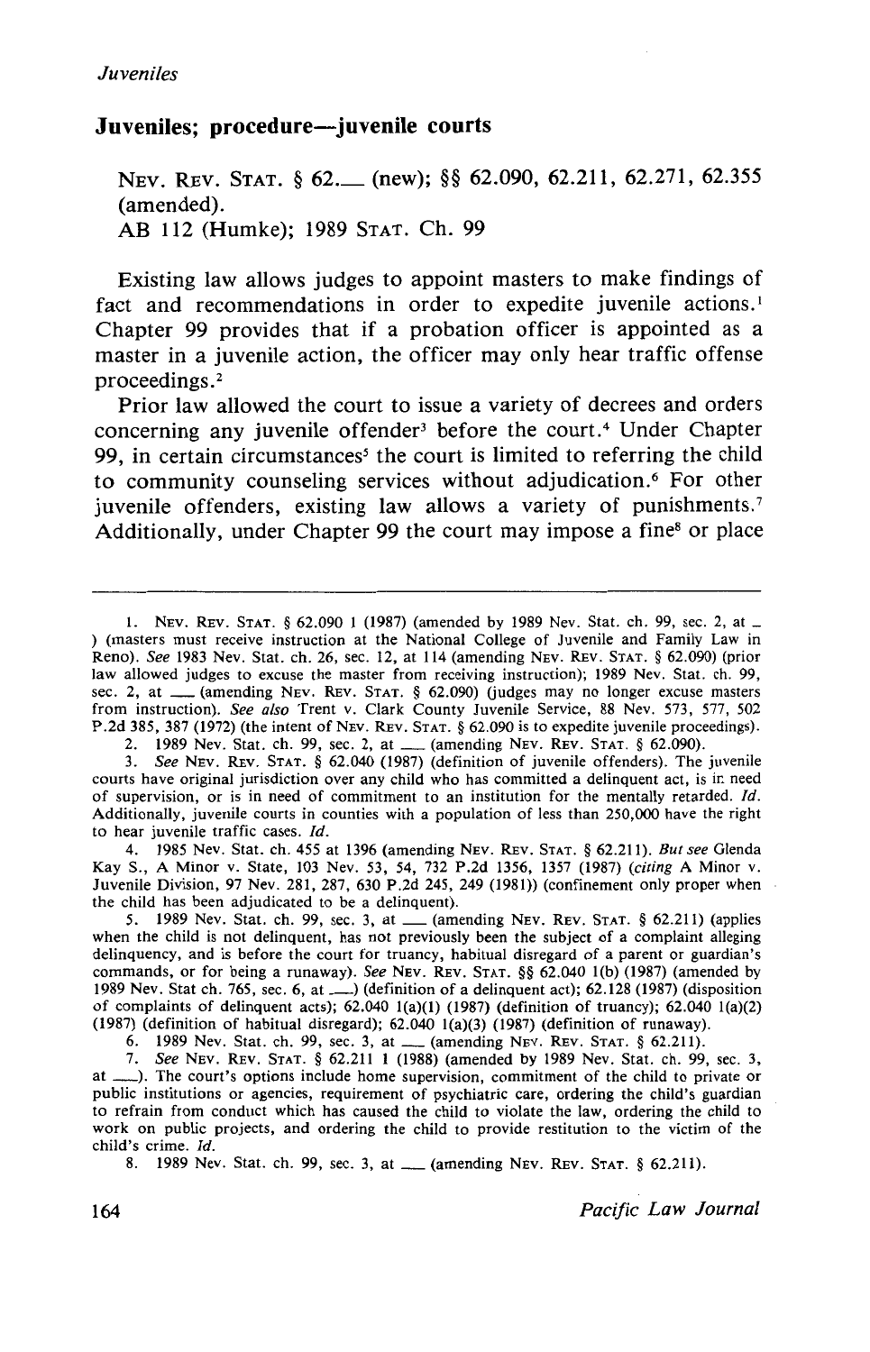## Juveniles; procedure—juvenile courts

NEV. REV. STAT. § 62.__ (new); §§ 62.090, 62.211, 62.271, 62.355 (amended).
AB 112 (Humke); 1989 STAT. Ch. 99

Existing law allows judges to appoint masters to make findings of fact and recommendations in order to expedite juvenile actions.[1] Chapter 99 provides that if a probation officer is appointed as a master in a juvenile action, the officer may only hear traffic offense proceedings.[2]

Prior law allowed the court to issue a variety of decrees and orders concerning any juvenile offender[3] before the court.[4] Under Chapter 99, in certain circumstances[5] the court is limited to referring the child to community counseling services without adjudication.[6] For other juvenile offenders, existing law allows a variety of punishments.[7] Additionally, under Chapter 99 the court may impose a fine[8] or place

---

1. NEV. REV. STAT. § 62.090 1 (1987) (amended by 1989 Nev. Stat. ch. 99, sec. 2, at _ ) (masters must receive instruction at the National College of Juvenile and Family Law in Reno). *See* 1983 Nev. Stat. ch. 26, sec. 12, at 114 (amending NEV. REV. STAT. § 62.090) (prior law allowed judges to excuse the master from receiving instruction); 1989 Nev. Stat. ch. 99, sec. 2, at ___ (amending NEV. REV. STAT. § 62.090) (judges may no longer excuse masters from instruction). *See also* Trent v. Clark County Juvenile Service, 88 Nev. 573, 577, 502 P.2d 385, 387 (1972) (the intent of NEV. REV. STAT. § 62.090 is to expedite juvenile proceedings).

2. 1989 Nev. Stat. ch. 99, sec. 2, at ___ (amending NEV. REV. STAT. § 62.090).

3. *See* NEV. REV. STAT. § 62.040 (1987) (definition of juvenile offenders). The juvenile courts have original jurisdiction over any child who has committed a delinquent act, is in need of supervision, or is in need of commitment to an institution for the mentally retarded. *Id.* Additionally, juvenile courts in counties with a population of less than 250,000 have the right to hear juvenile traffic cases. *Id.*

4. 1985 Nev. Stat. ch. 455 at 1396 (amending NEV. REV. STAT. § 62.211). *But see* Glenda Kay S., A Minor v. State, 103 Nev. 53, 54, 732 P.2d 1356, 1357 (1987) (*citing* A Minor v. Juvenile Division, 97 Nev. 281, 287, 630 P.2d 245, 249 (1981)) (confinement only proper when the child has been adjudicated to be a delinquent).

5. 1989 Nev. Stat. ch. 99, sec. 3, at ___ (amending NEV. REV. STAT. § 62.211) (applies when the child is not delinquent, has not previously been the subject of a complaint alleging delinquency, and is before the court for truancy, habitual disregard of a parent or guardian's commands, or for being a runaway). *See* NEV. REV. STAT. §§ 62.040 1(b) (1987) (amended by 1989 Nev. Stat ch. 765, sec. 6, at ___) (definition of a delinquent act); 62.128 (1987) (disposition of complaints of delinquent acts); 62.040 1(a)(1) (1987) (definition of truancy); 62.040 1(a)(2) (1987) (definition of habitual disregard); 62.040 1(a)(3) (1987) (definition of runaway).

6. 1989 Nev. Stat. ch. 99, sec. 3, at ___ (amending NEV. REV. STAT. § 62.211).

7. *See* NEV. REV. STAT. § 62.211 1 (1988) (amended by 1989 Nev. Stat. ch. 99, sec. 3, at ___). The court's options include home supervision, commitment of the child to private or public institutions or agencies, requirement of psychiatric care, ordering the child's guardian to refrain from conduct which has caused the child to violate the law, ordering the child to work on public projects, and ordering the child to provide restitution to the victim of the child's crime. *Id.*

8. 1989 Nev. Stat. ch. 99, sec. 3, at ___ (amending NEV. REV. STAT. § 62.211).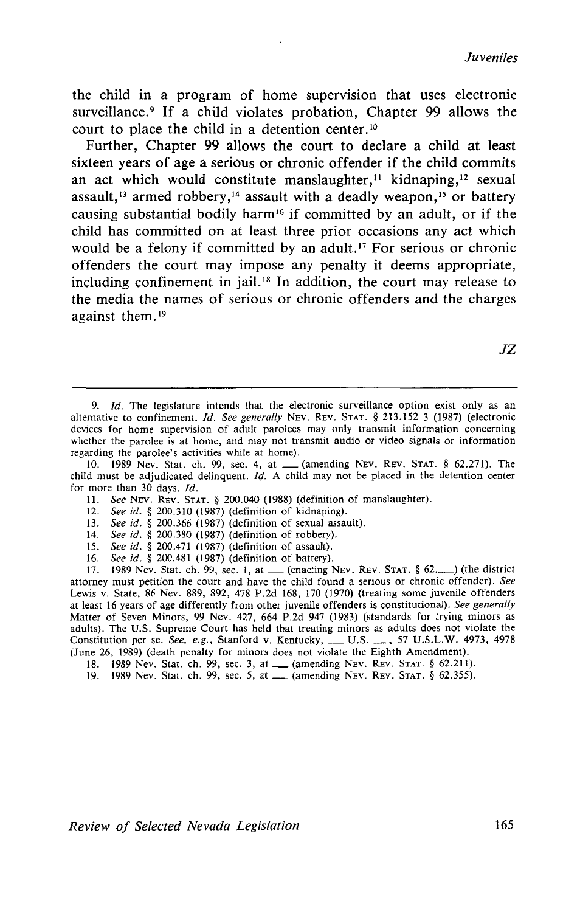the child in a program of home supervision that uses electronic surveillance.[9] If a child violates probation, Chapter 99 allows the court to place the child in a detention center.[10]

Further, Chapter 99 allows the court to declare a child at least sixteen years of age a serious or chronic offender if the child commits an act which would constitute manslaughter,[11] kidnaping,[12] sexual assault,[13] armed robbery,[14] assault with a deadly weapon,[15] or battery causing substantial bodily harm[16] if committed by an adult, or if the child has committed on at least three prior occasions any act which would be a felony if committed by an adult.[17] For serious or chronic offenders the court may impose any penalty it deems appropriate, including confinement in jail.[18] In addition, the court may release to the media the names of serious or chronic offenders and the charges against them.[19]

*JZ*

---

9. *Id.* The legislature intends that the electronic surveillance option exist only as an alternative to confinement. *Id. See generally* NEV. REV. STAT. § 213.152 3 (1987) (electronic devices for home supervision of adult parolees may only transmit information concerning whether the parolee is at home, and may not transmit audio or video signals or information regarding the parolee's activities while at home).

10. 1989 Nev. Stat. ch. 99, sec. 4, at ___ (amending NEV. REV. STAT. § 62.271). The child must be adjudicated delinquent. *Id.* A child may not be placed in the detention center for more than 30 days. *Id.*

11. *See* NEV. REV. STAT. § 200.040 (1988) (definition of manslaughter).

12. *See id.* § 200.310 (1987) (definition of kidnaping).

13. *See id.* § 200.366 (1987) (definition of sexual assault).

14. *See id.* § 200.380 (1987) (definition of robbery).

15. *See id.* § 200.471 (1987) (definition of assault).

16. *See id.* § 200.481 (1987) (definition of battery).

17. 1989 Nev. Stat. ch. 99, sec. 1, at ___ (enacting NEV. REV. STAT. § 62.___) (the district attorney must petition the court and have the child found a serious or chronic offender). *See* Lewis v. State, 86 Nev. 889, 892, 478 P.2d 168, 170 (1970) (treating some juvenile offenders at least 16 years of age differently from other juvenile offenders is constitutional). *See generally* Matter of Seven Minors, 99 Nev. 427, 664 P.2d 947 (1983) (standards for trying minors as adults). The U.S. Supreme Court has held that treating minors as adults does not violate the Constitution per se. *See, e.g.*, Stanford v. Kentucky, ___ U.S. ___, 57 U.S.L.W. 4973, 4978 (June 26, 1989) (death penalty for minors does not violate the Eighth Amendment).

18. 1989 Nev. Stat. ch. 99, sec. 3, at ___ (amending NEV. REV. STAT. § 62.211).

19. 1989 Nev. Stat. ch. 99, sec. 5, at ___ (amending NEV. REV. STAT. § 62.355).